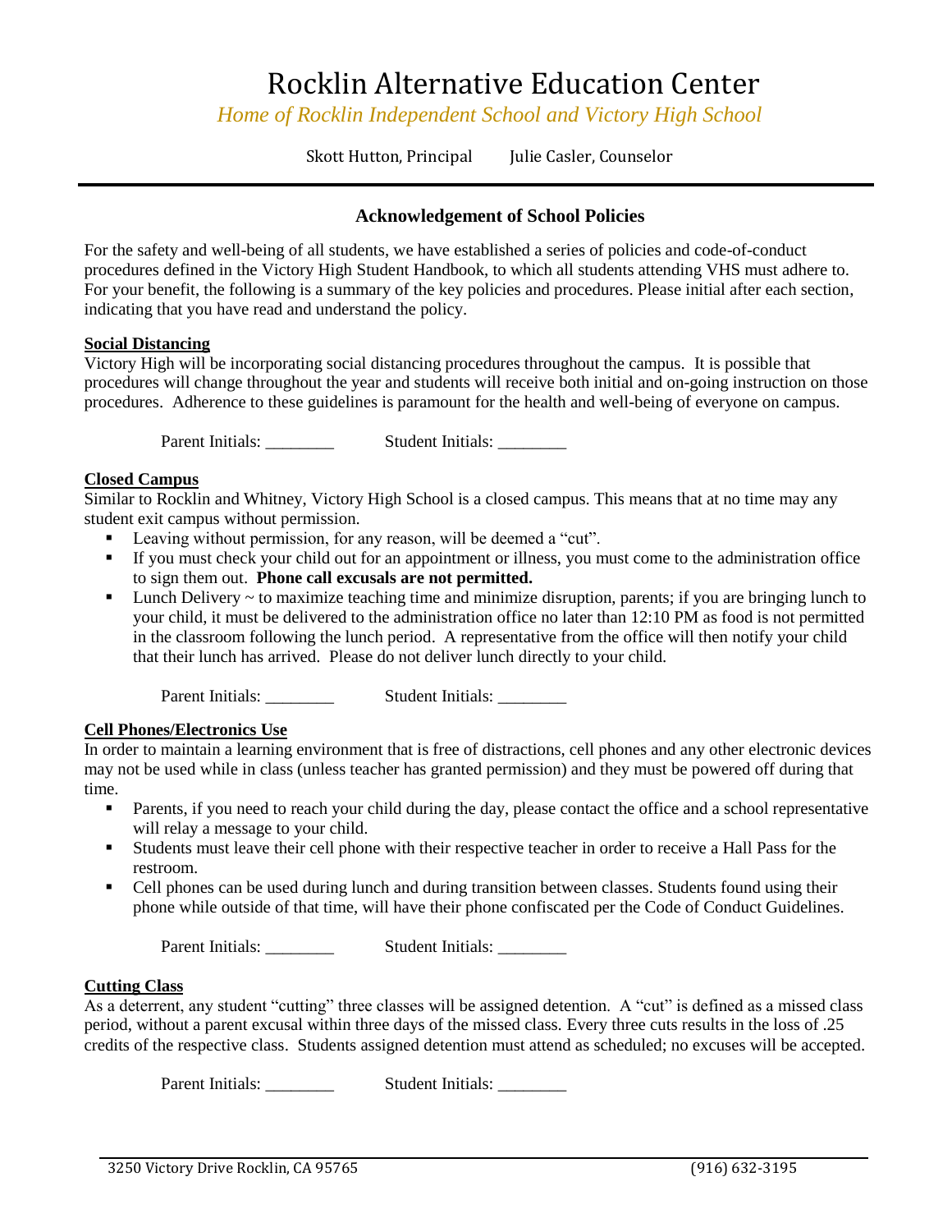# Rocklin Alternative Education Center

*Home of Rocklin Independent School and Victory High School*

Skott Hutton, Principal Julie Casler, Counselor

---

### Acknowledgement of School Policies

For the safety and well-being of all students, we have established a series of policies and code-of-conduct procedures defined in the Victory High Student Handbook, to which all students attending VHS must adhere to. For your benefit, the following is a summary of the key policies and procedures. Please initial after each section, indicating that you have read and understand the policy.

**Social Distancing**

Victory High will be incorporating social distancing procedures throughout the campus. It is possible that procedures will change throughout the year and students will receive both initial and on-going instruction on those procedures. Adherence to these guidelines is paramount for the health and well-being of everyone on campus.

Parent Initials: ________ Student Initials: ________

**Closed Campus**

Similar to Rocklin and Whitney, Victory High School is a closed campus. This means that at no time may any student exit campus without permission.

- Leaving without permission, for any reason, will be deemed a "cut".
- If you must check your child out for an appointment or illness, you must come to the administration office to sign them out. **Phone call excusals are not permitted.**
- Lunch Delivery ~ to maximize teaching time and minimize disruption, parents; if you are bringing lunch to your child, it must be delivered to the administration office no later than 12:10 PM as food is not permitted in the classroom following the lunch period. A representative from the office will then notify your child that their lunch has arrived. Please do not deliver lunch directly to your child.

Parent Initials: ________ Student Initials: ________

**Cell Phones/Electronics Use**

In order to maintain a learning environment that is free of distractions, cell phones and any other electronic devices may not be used while in class (unless teacher has granted permission) and they must be powered off during that time.

- Parents, if you need to reach your child during the day, please contact the office and a school representative will relay a message to your child.
- Students must leave their cell phone with their respective teacher in order to receive a Hall Pass for the restroom.
- Cell phones can be used during lunch and during transition between classes. Students found using their phone while outside of that time, will have their phone confiscated per the Code of Conduct Guidelines.

Parent Initials: ________ Student Initials: ________

**Cutting Class**

As a deterrent, any student "cutting" three classes will be assigned detention. A "cut" is defined as a missed class period, without a parent excusal within three days of the missed class. Every three cuts results in the loss of .25 credits of the respective class. Students assigned detention must attend as scheduled; no excuses will be accepted.

Parent Initials: ________ Student Initials: ________

3250 Victory Drive Rocklin, CA 95765 (916) 632-3195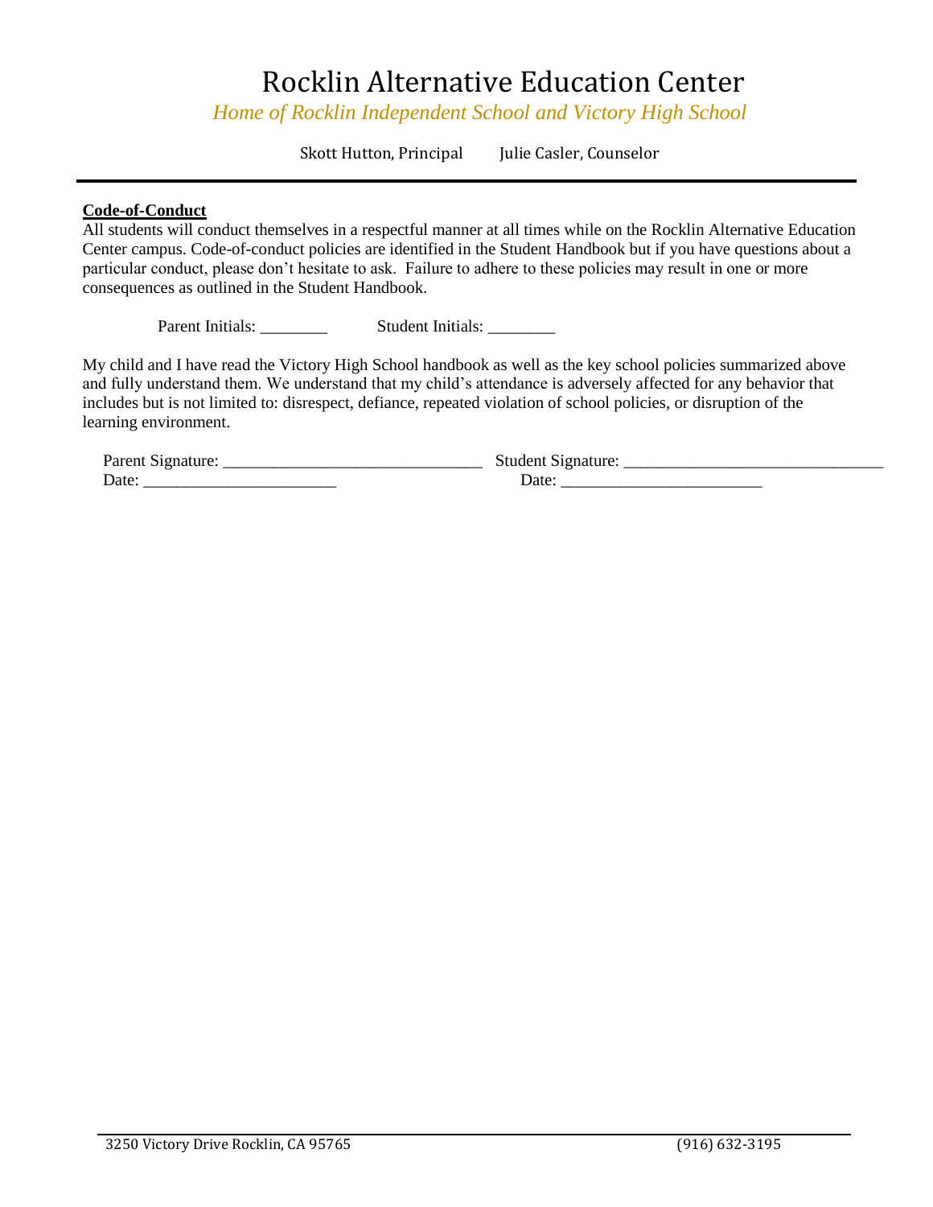# Rocklin Alternative Education Center

*Home of Rocklin Independent School and Victory High School*

Skott Hutton, Principal Julie Casler, Counselor

---

**Code-of-Conduct**

All students will conduct themselves in a respectful manner at all times while on the Rocklin Alternative Education Center campus. Code-of-conduct policies are identified in the Student Handbook but if you have questions about a particular conduct, please don't hesitate to ask. Failure to adhere to these policies may result in one or more consequences as outlined in the Student Handbook.

Parent Initials: ________ Student Initials: ________

My child and I have read the Victory High School handbook as well as the key school policies summarized above and fully understand them. We understand that my child's attendance is adversely affected for any behavior that includes but is not limited to: disrespect, defiance, repeated violation of school policies, or disruption of the learning environment.

Parent Signature: _______________________________ Student Signature: _______________________________

Date: _______________________ Date: ________________________

3250 Victory Drive Rocklin, CA 95765 (916) 632-3195